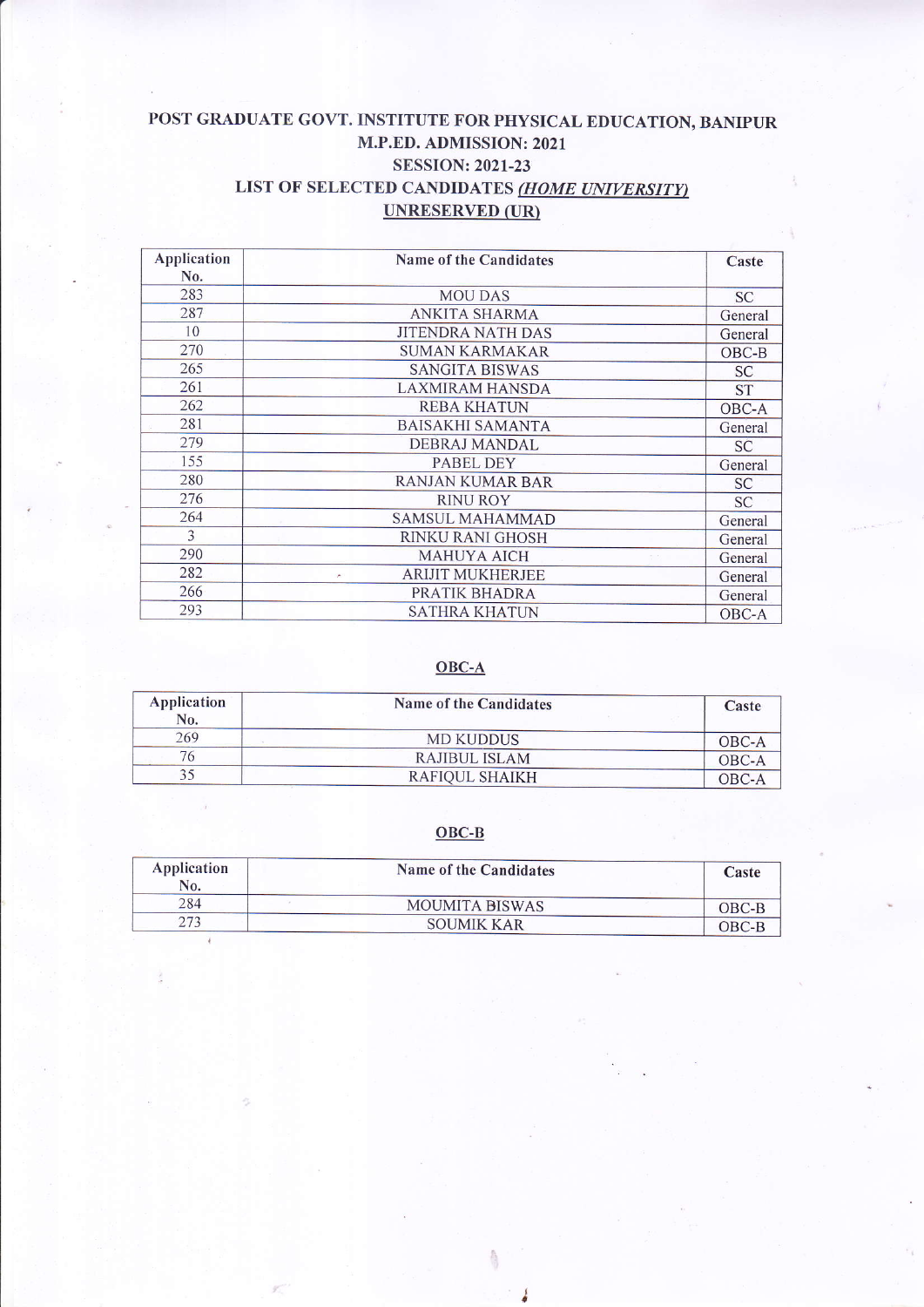# POST GRADUATE GOVT. INSTITUTE FOR PHYSICAL EDUCATION, BANIPUR

## M.P.ED. ADMISSION: 2021

## SESSION: 2021-23

## LIST OF SELECTED CANDIDATES *(HOME UNIVERSITY)*

### UNRESERVED (UR)

| Application No. | Name of the Candidates | Caste |
|---|---|---|
| 283 | MOU DAS | SC |
| 287 | ANKITA SHARMA | General |
| 10 | JITENDRA NATH DAS | General |
| 270 | SUMAN KARMAKAR | OBC-B |
| 265 | SANGITA BISWAS | SC |
| 261 | LAXMIRAM HANSDA | ST |
| 262 | REBA KHATUN | OBC-A |
| 281 | BAISAKHI SAMANTA | General |
| 279 | DEBRAJ MANDAL | SC |
| 155 | PABEL DEY | General |
| 280 | RANJAN KUMAR BAR | SC |
| 276 | RINU ROY | SC |
| 264 | SAMSUL MAHAMMAD | General |
| 3 | RINKU RANI GHOSH | General |
| 290 | MAHUYA AICH | General |
| 282 | ARIJIT MUKHERJEE | General |
| 266 | PRATIK BHADRA | General |
| 293 | SATHRA KHATUN | OBC-A |

### OBC-A

| Application No. | Name of the Candidates | Caste |
|---|---|---|
| 269 | MD KUDDUS | OBC-A |
| 76 | RAJIBUL ISLAM | OBC-A |
| 35 | RAFIQUL SHAIKH | OBC-A |

### OBC-B

| Application No. | Name of the Candidates | Caste |
|---|---|---|
| 284 | MOUMITA BISWAS | OBC-B |
| 273 | SOUMIK KAR | OBC-B |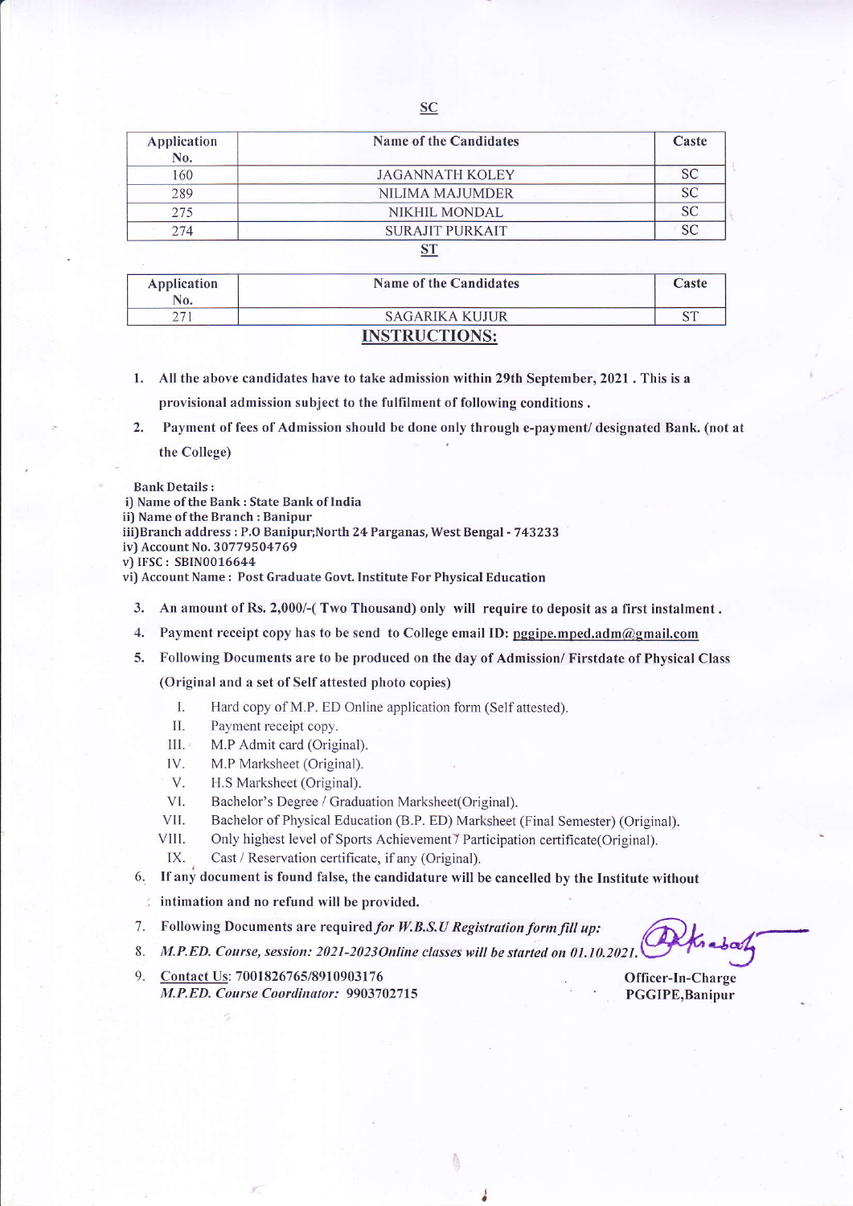## SC

| Application No. | Name of the Candidates | Caste |
|---|---|---|
| 160 | JAGANNATH KOLEY | SC |
| 289 | NILIMA MAJUMDER | SC |
| 275 | NIKHIL MONDAL | SC |
| 274 | SURAJIT PURKAIT | SC |

## ST

| Application No. | Name of the Candidates | Caste |
|---|---|---|
| 271 | SAGARIKA KUJUR | ST |

## INSTRUCTIONS:

1. **All the above candidates have to take admission within 29th September, 2021 . This is a provisional admission subject to the fulfilment of following conditions .**
2. **Payment of fees of Admission should be done only through e-payment/ designated Bank. (not at the College)**

**Bank Details :**
**i) Name of the Bank : State Bank of India**
**ii) Name of the Branch : Banipur**
**iii)Branch address : P.O Banipur,North 24 Parganas, West Bengal - 743233**
**iv) Account No. 30779504769**
**v) IFSC : SBIN0016644**
**vi) Account Name : Post Graduate Govt. Institute For Physical Education**

3. **An amount of Rs. 2,000/-( Two Thousand) only will require to deposit as a first instalment .**
4. **Payment receipt copy has to be send to College email ID: pggipe.mped.adm@gmail.com**
5. **Following Documents are to be produced on the day of Admission/ Firstdate of Physical Class (Original and a set of Self attested photo copies)**
   - I. Hard copy of M.P. ED Online application form (Self attested).
   - II. Payment receipt copy.
   - III. M.P Admit card (Original).
   - IV. M.P Marksheet (Original).
   - V. H.S Marksheet (Original).
   - VI. Bachelor's Degree / Graduation Marksheet(Original).
   - VII. Bachelor of Physical Education (B.P. ED) Marksheet (Final Semester) (Original).
   - VIII. Only highest level of Sports Achievement/ Participation certificate(Original).
   - IX. Cast / Reservation certificate, if any (Original).
6. **If any document is found false, the candidature will be cancelled by the Institute without intimation and no refund will be provided.**
7. **Following Documents are required *for W.B.S.U Registration form fill up:***
8. ***M.P.ED. Course, session: 2021-2023Online classes will be started on 01.10.2021.***
9. **Contact Us: 7001826765/8910903176**
   ***M.P.ED. Course Coordinator:* 9903702715**

**Officer-In-Charge**
**PGGIPE,Banipur**